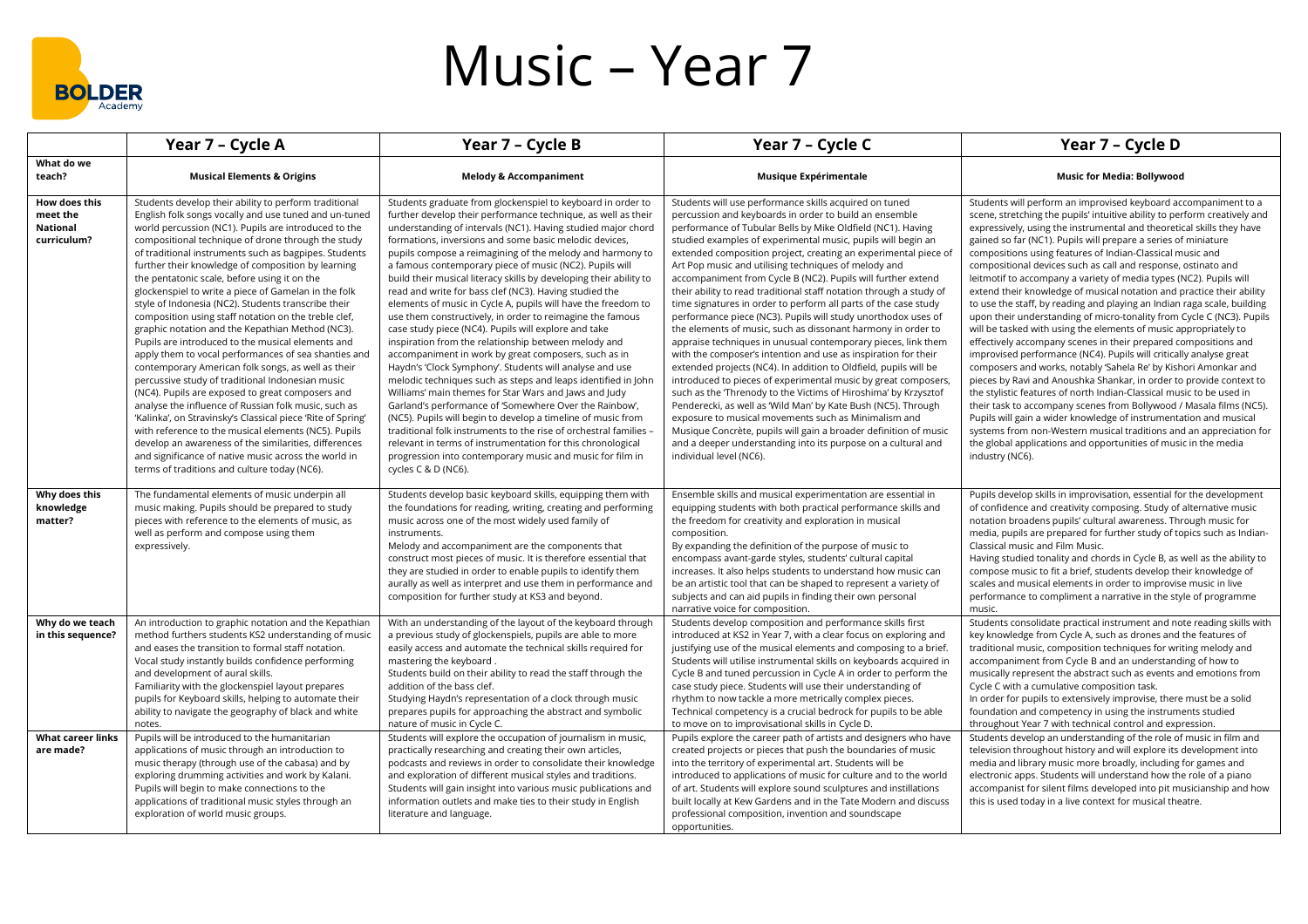# Music – Year 7

| | Year 7 – Cycle A | Year 7 – Cycle B | Year 7 – Cycle C | Year 7 – Cycle D |
|---|---|---|---|---|
| **What do we teach?** | **Musical Elements & Origins** | **Melody & Accompaniment** | **Musique Expérimentale** | **Music for Media: Bollywood** |
| **How does this meet the National curriculum?** | Students develop their ability to perform traditional English folk songs vocally and use tuned and un-tuned world percussion (NC1). Pupils are introduced to the compositional technique of drone through the study of traditional instruments such as bagpipes. Students further their knowledge of composition by learning the pentatonic scale, before using it on the glockenspiel to write a piece of Gamelan in the folk style of Indonesia (NC2). Students transcribe their composition using staff notation on the treble clef, graphic notation and the Kepathian Method (NC3). Pupils are introduced to the musical elements and apply them to vocal performances of sea shanties and contemporary American folk songs, as well as their percussive study of traditional Indonesian music (NC4). Pupils are exposed to great composers and analyse the influence of Russian folk music, such as 'Kalinka', on Stravinsky's Classical piece 'Rite of Spring' with reference to the musical elements (NC5). Pupils develop an awareness of the similarities, differences and significance of native music across the world in terms of traditions and culture today (NC6). | Students graduate from glockenspiel to keyboard in order to further develop their performance technique, as well as their understanding of intervals (NC1). Having studied major chord formations, inversions and some basic melodic devices, pupils compose a reimagining of the melody and harmony to a famous contemporary piece of music (NC2). Pupils will build their musical literacy skills by developing their ability to read and write for bass clef (NC3). Having studied the elements of music in Cycle A, pupils will have the freedom to use them constructively, in order to reimagine the famous case study piece (NC4). Pupils will explore and take inspiration from the relationship between melody and accompaniment in work by great composers, such as in Haydn's 'Clock Symphony'. Students will analyse and use melodic techniques such as steps and leaps identified in John Williams' main themes for Star Wars and Jaws and Judy Garland's performance of 'Somewhere Over the Rainbow', (NC5). Pupils will begin to develop a timeline of music from traditional folk instruments to the rise of orchestral families – relevant in terms of instrumentation for this chronological progression into contemporary music and music for film in cycles C & D (NC6). | Students will use performance skills acquired on tuned percussion and keyboards in order to build an ensemble performance of Tubular Bells by Mike Oldfield (NC1). Having studied examples of experimental music, pupils will begin an extended composition project, creating an experimental piece of Art Pop music and utilising techniques of melody and accompaniment from Cycle B (NC2). Pupils will further extend their ability to read traditional staff notation through a study of time signatures in order to perform all parts of the case study performance piece (NC3). Pupils will study unorthodox uses of the elements of music, such as dissonant harmony in order to appraise techniques in unusual contemporary pieces, link them with the composer's intention and use as inspiration for their extended projects (NC4). In addition to Oldfield, pupils will be introduced to pieces of experimental music by great composers, such as the 'Threnody to the Victims of Hiroshima' by Krzysztof Penderecki, as well as 'Wild Man' by Kate Bush (NC5). Through exposure to musical movements such as Minimalism and Musique Concrète, pupils will gain a broader definition of music and a deeper understanding into its purpose on a cultural and individual level (NC6). | Students will perform an improvised keyboard accompaniment to a scene, stretching the pupils' intuitive ability to perform creatively and expressively, using the instrumental and theoretical skills they have gained so far (NC1). Pupils will prepare a series of miniature compositions using features of Indian-Classical music and compositional devices such as call and response, ostinato and leitmotif to accompany a variety of media types (NC2). Pupils will extend their knowledge of musical notation and practice their ability to use the staff, by reading and playing an Indian raga scale, building upon their understanding of micro-tonality from Cycle C (NC3). Pupils will be tasked with using the elements of music appropriately to effectively accompany scenes in their prepared compositions and improvised performance (NC4). Pupils will critically analyse great composers and works, notably 'Sahela Re' by Kishori Amonkar and pieces by Ravi and Anoushka Shankar, in order to provide context to the stylistic features of north Indian-Classical music to be used in their task to accompany scenes from Bollywood / Masala films (NC5). Pupils will gain a wider knowledge of instrumentation and musical systems from non-Western musical traditions and an appreciation for the global applications and opportunities of music in the media industry (NC6). |
| **Why does this knowledge matter?** | The fundamental elements of music underpin all music making. Pupils should be prepared to study pieces with reference to the elements of music, as well as perform and compose using them expressively. | Students develop basic keyboard skills, equipping them with the foundations for reading, writing, creating and performing music across one of the most widely used family of instruments.<br>Melody and accompaniment are the components that construct most pieces of music. It is therefore essential that they are studied in order to enable pupils to identify them aurally as well as interpret and use them in performance and composition for further study at KS3 and beyond. | Ensemble skills and musical experimentation are essential in equipping students with both practical performance skills and the freedom for creativity and exploration in musical composition.<br>By expanding the definition of the purpose of music to encompass avant-garde styles, students' cultural capital increases. It also helps students to understand how music can be an artistic tool that can be shaped to represent a variety of subjects and can aid pupils in finding their own personal narrative voice for composition. | Pupils develop skills in improvisation, essential for the development of confidence and creativity composing. Study of alternative music notation broadens pupils' cultural awareness. Through music for media, pupils are prepared for further study of topics such as Indian-Classical music and Film Music.<br>Having studied tonality and chords in Cycle B, as well as the ability to compose music to fit a brief, students develop their knowledge of scales and musical elements in order to improvise music in live performance to compliment a narrative in the style of programme music. |
| **Why do we teach in this sequence?** | An introduction to graphic notation and the Kepathian method furthers students KS2 understanding of music and eases the transition to formal staff notation. Vocal study instantly builds confidence performing and development of aural skills.<br>Familiarity with the glockenspiel layout prepares pupils for Keyboard skills, helping to automate their ability to navigate the geography of black and white notes. | With an understanding of the layout of the keyboard through a previous study of glockenspiels, pupils are able to more easily access and automate the technical skills required for mastering the keyboard .<br>Students build on their ability to read the staff through the addition of the bass clef.<br>Studying Haydn's representation of a clock through music prepares pupils for approaching the abstract and symbolic nature of music in Cycle C. | Students develop composition and performance skills first introduced at KS2 in Year 7, with a clear focus on exploring and justifying use of the musical elements and composing to a brief. Students will utilise instrumental skills on keyboards acquired in Cycle B and tuned percussion in Cycle A in order to perform the case study piece. Students will use their understanding of rhythm to now tackle a more metrically complex pieces. Technical competency is a crucial bedrock for pupils to be able to move on to improvisational skills in Cycle D. | Students consolidate practical instrument and note reading skills with key knowledge from Cycle A, such as drones and the features of traditional music, composition techniques for writing melody and accompaniment from Cycle B and an understanding of how to musically represent the abstract such as events and emotions from Cycle C with a cumulative composition task.<br>In order for pupils to extensively improvise, there must be a solid foundation and competency in using the instruments studied throughout Year 7 with technical control and expression. |
| **What career links are made?** | Pupils will be introduced to the humanitarian applications of music through an introduction to music therapy (through use of the cabasa) and by exploring drumming activities and work by Kalani. Pupils will begin to make connections to the applications of traditional music styles through an exploration of world music groups. | Students will explore the occupation of journalism in music, practically researching and creating their own articles, podcasts and reviews in order to consolidate their knowledge and exploration of different musical styles and traditions. Students will gain insight into various music publications and information outlets and make ties to their study in English literature and language. | Pupils explore the career path of artists and designers who have created projects or pieces that push the boundaries of music into the territory of experimental art. Students will be introduced to applications of music for culture and to the world of art. Students will explore sound sculptures and instillations built locally at Kew Gardens and in the Tate Modern and discuss professional composition, invention and soundscape opportunities. | Students develop an understanding of the role of music in film and television throughout history and will explore its development into media and library music more broadly, including for games and electronic apps. Students will understand how the role of a piano accompanist for silent films developed into pit musicianship and how this is used today in a live context for musical theatre. |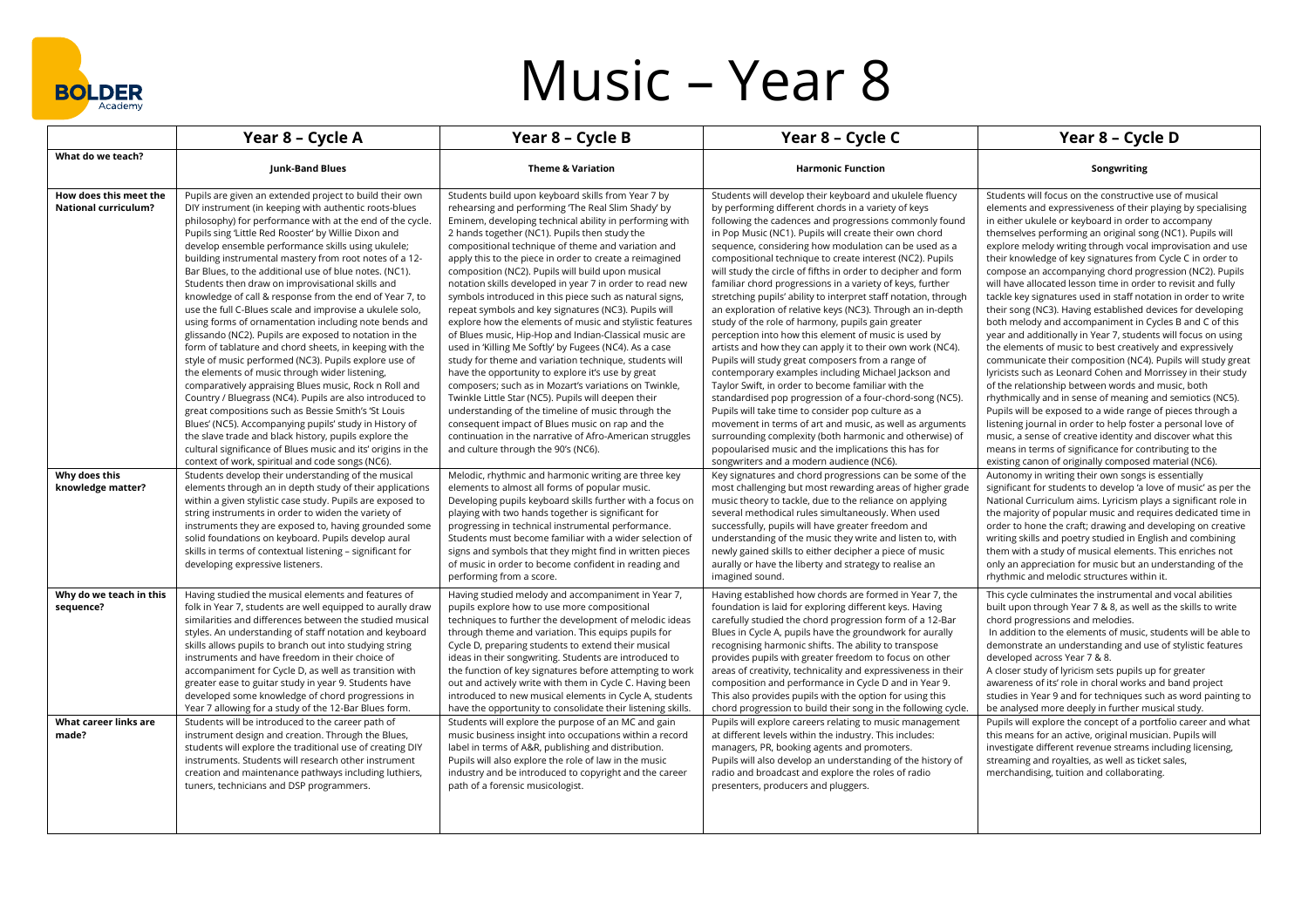# Music – Year 8

| | Year 8 – Cycle A | Year 8 – Cycle B | Year 8 – Cycle C | Year 8 – Cycle D |
|---|---|---|---|---|
| **What do we teach?** | **Junk-Band Blues** | **Theme & Variation** | **Harmonic Function** | **Songwriting** |
| **How does this meet the National curriculum?** | Pupils are given an extended project to build their own DIY instrument (in keeping with authentic roots-blues philosophy) for performance with at the end of the cycle. Pupils sing 'Little Red Rooster' by Willie Dixon and develop ensemble performance skills using ukulele; building instrumental mastery from root notes of a 12-Bar Blues, to the additional use of blue notes. (NC1). Students then draw on improvisational skills and knowledge of call & response from the end of Year 7, to use the full C-Blues scale and improvise a ukulele solo, using forms of ornamentation including note bends and glissando (NC2). Pupils are exposed to notation in the form of tablature and chord sheets, in keeping with the style of music performed (NC3). Pupils explore use of the elements of music through wider listening, comparatively appraising Blues music, Rock n Roll and Country / Bluegrass (NC4). Pupils are also introduced to great compositions such as Bessie Smith's 'St Louis Blues' (NC5). Accompanying pupils' study in History of the slave trade and black history, pupils explore the cultural significance of Blues music and its' origins in the context of work, spiritual and code songs (NC6). | Students build upon keyboard skills from Year 7 by rehearsing and performing 'The Real Slim Shady' by Eminem, developing technical ability in performing with 2 hands together (NC1). Pupils then study the compositional technique of theme and variation and apply this to the piece in order to create a reimagined composition (NC2). Pupils will build upon musical notation skills developed in year 7 in order to read new symbols introduced in this piece such as natural signs, repeat symbols and key signatures (NC3). Pupils will explore how the elements of music and stylistic features of Blues music, Hip-Hop and Indian-Classical music are used in 'Killing Me Softly' by Fugees (NC4). As a case study for theme and variation technique, students will have the opportunity to explore it's use by great composers; such as in Mozart's variations on Twinkle, Twinkle Little Star (NC5). Pupils will deepen their understanding of the timeline of music through the consequent impact of Blues music on rap and the continuation in the narrative of Afro-American struggles and culture through the 90's (NC6). | Students will develop their keyboard and ukulele fluency by performing different chords in a variety of keys following the cadences and progressions commonly found in Pop Music (NC1). Pupils will create their own chord sequence, considering how modulation can be used as a compositional technique to create interest (NC2). Pupils will study the circle of fifths in order to decipher and form familiar chord progressions in a variety of keys, further stretching pupils' ability to interpret staff notation, through an exploration of relative keys (NC3). Through an in-depth study of the role of harmony, pupils gain greater perception into how this element of music is used by artists and how they can apply it to their own work (NC4). Pupils will study great composers from a range of contemporary examples including Michael Jackson and Taylor Swift, in order to become familiar with the standardised pop progression of a four-chord-song (NC5). Pupils will take time to consider pop culture as a movement in terms of art and music, as well as arguments surrounding complexity (both harmonic and otherwise) of popoularised music and the implications this has for songwriters and a modern audience (NC6). | Students will focus on the constructive use of musical elements and expressiveness of their playing by specialising in either ukulele or keyboard in order to accompany themselves performing an original song (NC1). Pupils will explore melody writing through vocal improvisation and use their knowledge of key signatures from Cycle C in order to compose an accompanying chord progression (NC2). Pupils will have allocated lesson time in order to revisit and fully tackle key signatures used in staff notation in order to write their song (NC3). Having established devices for developing both melody and accompaniment in Cycles B and C of this year and additionally in Year 7, students will focus on using the elements of music to best creatively and expressively communicate their composition (NC4). Pupils will study great lyricists such as Leonard Cohen and Morrissey in their study of the relationship between words and music, both rhythmically and in sense of meaning and semiotics (NC5). Pupils will be exposed to a wide range of pieces through a listening journal in order to help foster a personal love of music, a sense of creative identity and discover what this means in terms of significance for contributing to the existing canon of originally composed material (NC6). |
| **Why does this knowledge matter?** | Students develop their understanding of the musical elements through an in depth study of their applications within a given stylistic case study. Pupils are exposed to string instruments in order to widen the variety of instruments they are exposed to, having grounded some solid foundations on keyboard. Pupils develop aural skills in terms of contextual listening – significant for developing expressive listeners. | Melodic, rhythmic and harmonic writing are three key elements to almost all forms of popular music. Developing pupils keyboard skills further with a focus on playing with two hands together is significant for progressing in technical instrumental performance. Students must become familiar with a wider selection of signs and symbols that they might find in written pieces of music in order to become confident in reading and performing from a score. | Key signatures and chord progressions can be some of the most challenging but most rewarding areas of higher grade music theory to tackle, due to the reliance on applying several methodical rules simultaneously. When used successfully, pupils will have greater freedom and understanding of the music they write and listen to, with newly gained skills to either decipher a piece of music aurally or have the liberty and strategy to realise an imagined sound. | Autonomy in writing their own songs is essentially significant for students to develop 'a love of music' as per the National Curriculum aims. Lyricism plays a significant role in the majority of popular music and requires dedicated time in order to hone the craft; drawing and developing on creative writing skills and poetry studied in English and combining them with a study of musical elements. This enriches not only an appreciation for music but an understanding of the rhythmic and melodic structures within it. |
| **Why do we teach in this sequence?** | Having studied the musical elements and features of folk in Year 7, students are well equipped to aurally draw similarities and differences between the studied musical styles. An understanding of staff notation and keyboard skills allows pupils to branch out into studying string instruments and have freedom in their choice of accompaniment for Cycle D, as well as transition with greater ease to guitar study in year 9. Students have developed some knowledge of chord progressions in Year 7 allowing for a study of the 12-Bar Blues form. | Having studied melody and accompaniment in Year 7, pupils explore how to use more compositional techniques to further the development of melodic ideas through theme and variation. This equips pupils for Cycle D, preparing students to extend their musical ideas in their songwriting. Students are introduced to the function of key signatures before attempting to work out and actively write with them in Cycle C. Having been introduced to new musical elements in Cycle A, students have the opportunity to consolidate their listening skills. | Having established how chords are formed in Year 7, the foundation is laid for exploring different keys. Having carefully studied the chord progression form of a 12-Bar Blues in Cycle A, pupils have the groundwork for aurally recognising harmonic shifts. The ability to transpose provides pupils with greater freedom to focus on other areas of creativity, technicality and expressiveness in their composition and performance in Cycle D and in Year 9. This also provides pupils with the option for using this chord progression to build their song in the following cycle. | This cycle culminates the instrumental and vocal abilities built upon through Year 7 & 8, as well as the skills to write chord progressions and melodies.<br>In addition to the elements of music, students will be able to demonstrate an understanding and use of stylistic features developed across Year 7 & 8.<br>A closer study of lyricism sets pupils up for greater awareness of its' role in choral works and band project studies in Year 9 and for techniques such as word painting to be analysed more deeply in further musical study. |
| **What career links are made?** | Students will be introduced to the career path of instrument design and creation. Through the Blues, students will explore the traditional use of creating DIY instruments. Students will research other instrument creation and maintenance pathways including luthiers, tuners, technicians and DSP programmers. | Students will explore the purpose of an MC and gain music business insight into occupations within a record label in terms of A&R, publishing and distribution. Pupils will also explore the role of law in the music industry and be introduced to copyright and the career path of a forensic musicologist. | Pupils will explore careers relating to music management at different levels within the industry. This includes: managers, PR, booking agents and promoters.<br>Pupils will also develop an understanding of the history of radio and broadcast and explore the roles of radio presenters, producers and pluggers. | Pupils will explore the concept of a portfolio career and what this means for an active, original musician. Pupils will investigate different revenue streams including licensing, streaming and royalties, as well as ticket sales, merchandising, tuition and collaborating. |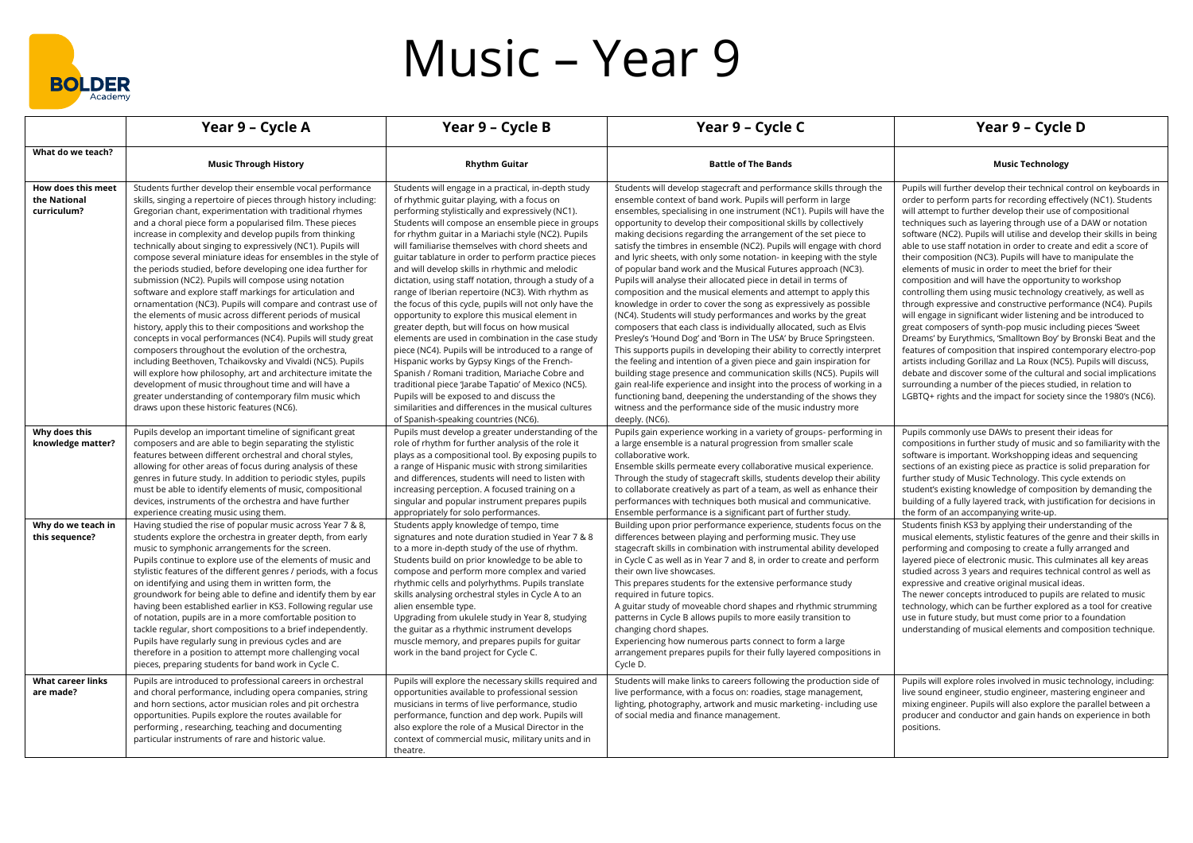# Music – Year 9

| | Year 9 – Cycle A | Year 9 – Cycle B | Year 9 – Cycle C | Year 9 – Cycle D |
|---|---|---|---|---|
| **What do we teach?** | **Music Through History** | **Rhythm Guitar** | **Battle of The Bands** | **Music Technology** |
| **How does this meet the National curriculum?** | Students further develop their ensemble vocal performance skills, singing a repertoire of pieces through history including: Gregorian chant, experimentation with traditional rhymes and a choral piece form a popularised film. These pieces increase in complexity and develop pupils from thinking technically about singing to expressively (NC1). Pupils will compose several miniature ideas for ensembles in the style of the periods studied, before developing one idea further for submission (NC2). Pupils will compose using notation software and explore staff markings for articulation and ornamentation (NC3). Pupils will compare and contrast use of the elements of music across different periods of musical history, apply this to their compositions and workshop the concepts in vocal performances (NC4). Pupils will study great composers throughout the evolution of the orchestra, including Beethoven, Tchaikovsky and Vivaldi (NC5). Pupils will explore how philosophy, art and architecture imitate the development of music throughout time and will have a greater understanding of contemporary film music which draws upon these historic features (NC6). | Students will engage in a practical, in-depth study of rhythmic guitar playing, with a focus on performing stylistically and expressively (NC1). Students will compose an ensemble piece in groups for rhythm guitar in a Mariachi style (NC2). Pupils will familiarise themselves with chord sheets and guitar tablature in order to perform practice pieces and will develop skills in rhythmic and melodic dictation, using staff notation, through a study of a range of Iberian repertoire (NC3). With rhythm as the focus of this cycle, pupils will not only have the opportunity to explore this musical element in greater depth, but will focus on how musical elements are used in combination in the case study piece (NC4). Pupils will be introduced to a range of Hispanic works by Gypsy Kings of the French-Spanish / Romani tradition, Mariache Cobre and traditional piece 'Jarabe Tapatio' of Mexico (NC5). Pupils will be exposed to and discuss the similarities and differences in the musical cultures of Spanish-speaking countries (NC6). | Students will develop stagecraft and performance skills through the ensemble context of band work. Pupils will perform in large ensembles, specialising in one instrument (NC1). Pupils will have the opportunity to develop their compositional skills by collectively making decisions regarding the arrangement of the set piece to satisfy the timbres in ensemble (NC2). Pupils will engage with chord and lyric sheets, with only some notation- in keeping with the style of popular band work and the Musical Futures approach (NC3). Pupils will analyse their allocated piece in detail in terms of composition and the musical elements and attempt to apply this knowledge in order to cover the song as expressively as possible (NC4). Students will study performances and works by the great composers that each class is individually allocated, such as Elvis Presley's 'Hound Dog' and 'Born in The USA' by Bruce Springsteen. This supports pupils in developing their ability to correctly interpret the feeling and intention of a given piece and gain inspiration for building stage presence and communication skills (NC5). Pupils will gain real-life experience and insight into the process of working in a functioning band, deepening the understanding of the shows they witness and the performance side of the music industry more deeply. (NC6). | Pupils will further develop their technical control on keyboards in order to perform parts for recording effectively (NC1). Students will attempt to further develop their use of compositional techniques such as layering through use of a DAW or notation software (NC2). Pupils will utilise and develop their skills in being able to use staff notation in order to create and edit a score of their composition (NC3). Pupils will have to manipulate the elements of music in order to meet the brief for their composition and will have the opportunity to workshop controlling them using music technology creatively, as well as through expressive and constructive performance (NC4). Pupils will engage in significant wider listening and be introduced to great composers of synth-pop music including pieces 'Sweet Dreams' by Eurythmics, 'Smalltown Boy' by Bronski Beat and the features of composition that inspired contemporary electro-pop artists including Gorillaz and La Roux (NC5). Pupils will discuss, debate and discover some of the cultural and social implications surrounding a number of the pieces studied, in relation to LGBTQ+ rights and the impact for society since the 1980's (NC6). |
| **Why does this knowledge matter?** | Pupils develop an important timeline of significant great composers and are able to begin separating the stylistic features between different orchestral and choral styles, allowing for other areas of focus during analysis of these genres in future study. In addition to periodic styles, pupils must be able to identify elements of music, compositional devices, instruments of the orchestra and have further experience creating music using them. | Pupils must develop a greater understanding of the role of rhythm for further analysis of the role it plays as a compositional tool. By exposing pupils to a range of Hispanic music with strong similarities and differences, students will need to listen with increasing perception. A focused training on a singular and popular instrument prepares pupils appropriately for solo performances. | Pupils gain experience working in a variety of groups- performing in a large ensemble is a natural progression from smaller scale collaborative work.<br>Ensemble skills permeate every collaborative musical experience. Through the study of stagecraft skills, students develop their ability to collaborate creatively as part of a team, as well as enhance their performances with techniques both musical and communicative. Ensemble performance is a significant part of further study. | Pupils commonly use DAWs to present their ideas for compositions in further study of music and so familiarity with the software is important. Workshopping ideas and sequencing sections of an existing piece as practice is solid preparation for further study of Music Technology. This cycle extends on student's existing knowledge of composition by demanding the building of a fully layered track, with justification for decisions in the form of an accompanying write-up. |
| **Why do we teach in this sequence?** | Having studied the rise of popular music across Year 7 & 8, students explore the orchestra in greater depth, from early music to symphonic arrangements for the screen.<br>Pupils continue to explore use of the elements of music and stylistic features of the different genres / periods, with a focus on identifying and using them in written form, the groundwork for being able to define and identify them by ear having been established earlier in KS3. Following regular use of notation, pupils are in a more comfortable position to tackle regular, short compositions to a brief independently. Pupils have regularly sung in previous cycles and are therefore in a position to attempt more challenging vocal pieces, preparing students for band work in Cycle C. | Students apply knowledge of tempo, time signatures and note duration studied in Year 7 & 8 to a more in-depth study of the use of rhythm. Students build on prior knowledge to be able to compose and perform more complex and varied rhythmic cells and polyrhythms. Pupils translate skills analysing orchestral styles in Cycle A to an alien ensemble type.<br>Upgrading from ukulele study in Year 8, studying the guitar as a rhythmic instrument develops muscle memory, and prepares pupils for guitar work in the band project for Cycle C. | Building upon prior performance experience, students focus on the differences between playing and performing music. They use stagecraft skills in combination with instrumental ability developed in Cycle C as well as in Year 7 and 8, in order to create and perform their own live showcases.<br>This prepares students for the extensive performance study required in future topics.<br>A guitar study of moveable chord shapes and rhythmic strumming patterns in Cycle B allows pupils to more easily transition to changing chord shapes.<br>Experiencing how numerous parts connect to form a large arrangement prepares pupils for their fully layered compositions in Cycle D. | Students finish KS3 by applying their understanding of the musical elements, stylistic features of the genre and their skills in performing and composing to create a fully arranged and layered piece of electronic music. This culminates all key areas studied across 3 years and requires technical control as well as expressive and creative original musical ideas.<br>The newer concepts introduced to pupils are related to music technology, which can be further explored as a tool for creative use in future study, but must come prior to a foundation understanding of musical elements and composition technique. |
| **What career links are made?** | Pupils are introduced to professional careers in orchestral and choral performance, including opera companies, string and horn sections, actor musician roles and pit orchestra opportunities. Pupils explore the routes available for performing , researching, teaching and documenting particular instruments of rare and historic value. | Pupils will explore the necessary skills required and opportunities available to professional session musicians in terms of live performance, studio performance, function and dep work. Pupils will also explore the role of a Musical Director in the context of commercial music, military units and in theatre. | Students will make links to careers following the production side of live performance, with a focus on: roadies, stage management, lighting, photography, artwork and music marketing- including use of social media and finance management. | Pupils will explore roles involved in music technology, including: live sound engineer, studio engineer, mastering engineer and mixing engineer. Pupils will also explore the parallel between a producer and conductor and gain hands on experience in both positions. |